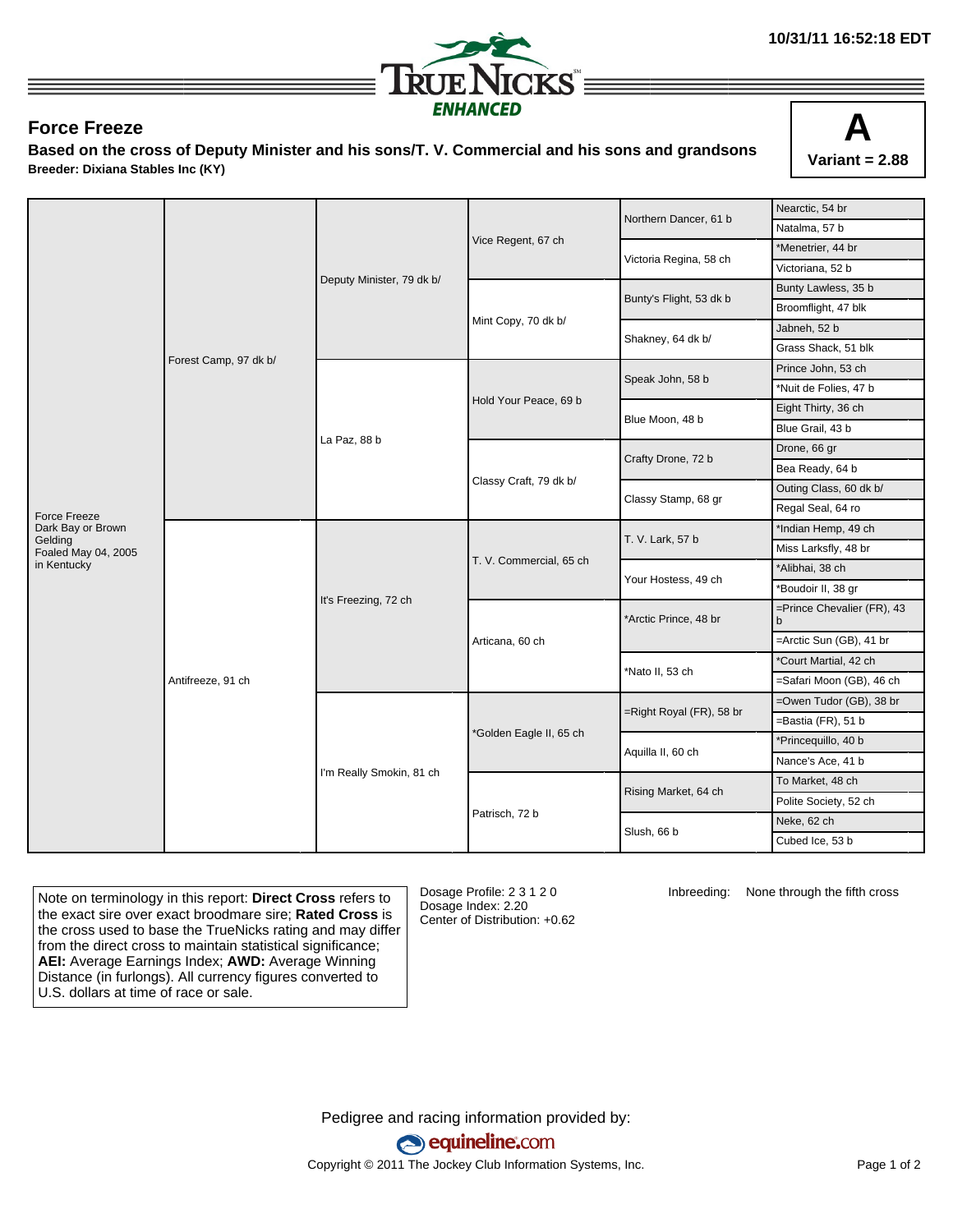10/31/11 16:52:18 EDT

TRUENICKS ENHANCED

## Force Freeze

**Based on the cross of Deputy Minister and his sons/T. V. Commercial and his sons and grandsons**

**Breeder: Dixiana Stables Inc (KY)**

**A**

**Variant = 2.88**

| | | | | | |
|---|---|---|---|---|---|
| Force Freeze<br>Dark Bay or Brown Gelding<br>Foaled May 04, 2005<br>in Kentucky | Forest Camp, 97 dk b/ | Deputy Minister, 79 dk b/ | Vice Regent, 67 ch | Northern Dancer, 61 b | Nearctic, 54 br |
| | | | | | Natalma, 57 b |
| | | | | Victoria Regina, 58 ch | *Menetrier, 44 br |
| | | | | | Victoriana, 52 b |
| | | | Mint Copy, 70 dk b/ | Bunty's Flight, 53 dk b | Bunty Lawless, 35 b |
| | | | | | Broomflight, 47 blk |
| | | | | Shakney, 64 dk b/ | Jabneh, 52 b |
| | | | | | Grass Shack, 51 blk |
| | | La Paz, 88 b | Hold Your Peace, 69 b | Speak John, 58 b | Prince John, 53 ch |
| | | | | | *Nuit de Folies, 47 b |
| | | | | Blue Moon, 48 b | Eight Thirty, 36 ch |
| | | | | | Blue Grail, 43 b |
| | | | Classy Craft, 79 dk b/ | Crafty Drone, 72 b | Drone, 66 gr |
| | | | | | Bea Ready, 64 b |
| | | | | Classy Stamp, 68 gr | Outing Class, 60 dk b/ |
| | | | | | Regal Seal, 64 ro |
| | Antifreeze, 91 ch | It's Freezing, 72 ch | T. V. Commercial, 65 ch | T. V. Lark, 57 b | *Indian Hemp, 49 ch |
| | | | | | Miss Larksfly, 48 br |
| | | | | Your Hostess, 49 ch | *Alibhai, 38 ch |
| | | | | | *Boudoir II, 38 gr |
| | | | Articana, 60 ch | *Arctic Prince, 48 br | =Prince Chevalier (FR), 43 b |
| | | | | | =Arctic Sun (GB), 41 br |
| | | | | *Nato II, 53 ch | *Court Martial, 42 ch |
| | | | | | =Safari Moon (GB), 46 ch |
| | | I'm Really Smokin, 81 ch | *Golden Eagle II, 65 ch | =Right Royal (FR), 58 br | =Owen Tudor (GB), 38 br |
| | | | | | =Bastia (FR), 51 b |
| | | | | Aquilla II, 60 ch | *Princequillo, 40 b |
| | | | | | Nance's Ace, 41 b |
| | | | Patrisch, 72 b | Rising Market, 64 ch | To Market, 48 ch |
| | | | | | Polite Society, 52 ch |
| | | | | Slush, 66 b | Neke, 62 ch |
| | | | | | Cubed Ice, 53 b |

Note on terminology in this report: **Direct Cross** refers to the exact sire over exact broodmare sire; **Rated Cross** is the cross used to base the TrueNicks rating and may differ from the direct cross to maintain statistical significance; **AEI:** Average Earnings Index; **AWD:** Average Winning Distance (in furlongs). All currency figures converted to U.S. dollars at time of race or sale.

Dosage Profile: 2 3 1 2 0
Dosage Index: 2.20
Center of Distribution: +0.62

Inbreeding: None through the fifth cross

Pedigree and racing information provided by:

equineline.com

Copyright © 2011 The Jockey Club Information Systems, Inc.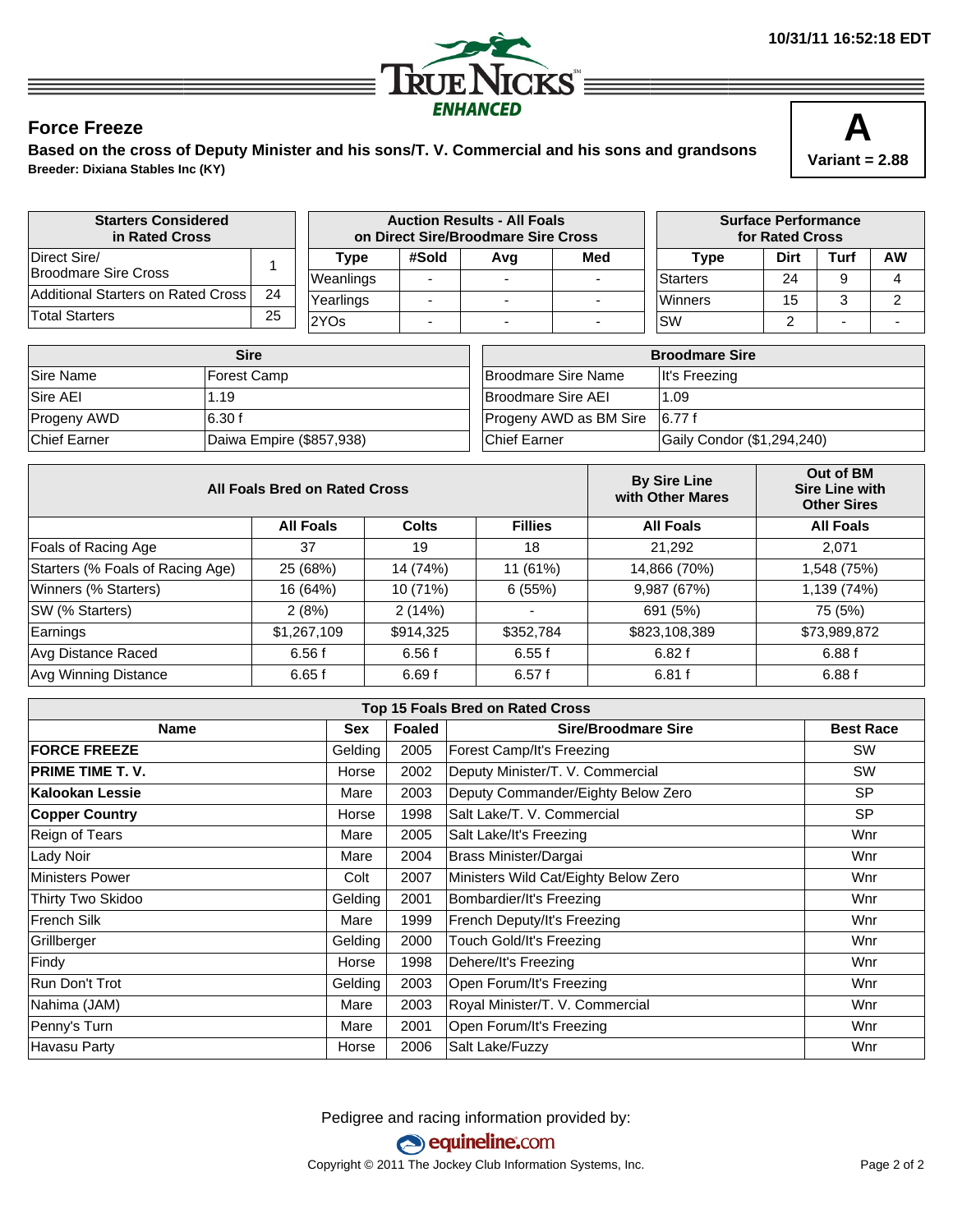10/31/11 16:52:18 EDT

TRUE NICKS ENHANCED

## Force Freeze

**Based on the cross of Deputy Minister and his sons/T. V. Commercial and his sons and grandsons**

**Breeder: Dixiana Stables Inc (KY)**

**A**

**Variant = 2.88**

| Starters Considered in Rated Cross | |
|---|---|
| Direct Sire/ Broodmare Sire Cross | 1 |
| Additional Starters on Rated Cross | 24 |
| Total Starters | 25 |

| Auction Results - All Foals on Direct Sire/Broodmare Sire Cross | | | |
|---|---|---|---|
| Type | #Sold | Avg | Med |
| Weanlings | - | - | - |
| Yearlings | - | - | - |
| 2YOs | - | - | - |

| Surface Performance for Rated Cross | | | |
|---|---|---|---|
| Type | Dirt | Turf | AW |
| Starters | 24 | 9 | 4 |
| Winners | 15 | 3 | 2 |
| SW | 2 | - | - |

| Sire | |
|---|---|
| Sire Name | Forest Camp |
| Sire AEI | 1.19 |
| Progeny AWD | 6.30 f |
| Chief Earner | Daiwa Empire ($857,938) |

| Broodmare Sire | |
|---|---|
| Broodmare Sire Name | It's Freezing |
| Broodmare Sire AEI | 1.09 |
| Progeny AWD as BM Sire | 6.77 f |
| Chief Earner | Gaily Condor ($1,294,240) |

| All Foals Bred on Rated Cross | | | | By Sire Line with Other Mares | Out of BM Sire Line with Other Sires |
|---|---|---|---|---|---|
| | All Foals | Colts | Fillies | All Foals | All Foals |
| Foals of Racing Age | 37 | 19 | 18 | 21,292 | 2,071 |
| Starters (% Foals of Racing Age) | 25 (68%) | 14 (74%) | 11 (61%) | 14,866 (70%) | 1,548 (75%) |
| Winners (% Starters) | 16 (64%) | 10 (71%) | 6 (55%) | 9,987 (67%) | 1,139 (74%) |
| SW (% Starters) | 2 (8%) | 2 (14%) | - | 691 (5%) | 75 (5%) |
| Earnings | $1,267,109 | $914,325 | $352,784 | $823,108,389 | $73,989,872 |
| Avg Distance Raced | 6.56 f | 6.56 f | 6.55 f | 6.82 f | 6.88 f |
| Avg Winning Distance | 6.65 f | 6.69 f | 6.57 f | 6.81 f | 6.88 f |

**Top 15 Foals Bred on Rated Cross**

| Name | Sex | Foaled | Sire/Broodmare Sire | Best Race |
|---|---|---|---|---|
| **FORCE FREEZE** | Gelding | 2005 | Forest Camp/It's Freezing | SW |
| **PRIME TIME T. V.** | Horse | 2002 | Deputy Minister/T. V. Commercial | SW |
| **Kalookan Lessie** | Mare | 2003 | Deputy Commander/Eighty Below Zero | SP |
| **Copper Country** | Horse | 1998 | Salt Lake/T. V. Commercial | SP |
| Reign of Tears | Mare | 2005 | Salt Lake/It's Freezing | Wnr |
| Lady Noir | Mare | 2004 | Brass Minister/Dargai | Wnr |
| Ministers Power | Colt | 2007 | Ministers Wild Cat/Eighty Below Zero | Wnr |
| Thirty Two Skidoo | Gelding | 2001 | Bombardier/It's Freezing | Wnr |
| French Silk | Mare | 1999 | French Deputy/It's Freezing | Wnr |
| Grillberger | Gelding | 2000 | Touch Gold/It's Freezing | Wnr |
| Findy | Horse | 1998 | Dehere/It's Freezing | Wnr |
| Run Don't Trot | Gelding | 2003 | Open Forum/It's Freezing | Wnr |
| Nahima (JAM) | Mare | 2003 | Royal Minister/T. V. Commercial | Wnr |
| Penny's Turn | Mare | 2001 | Open Forum/It's Freezing | Wnr |
| Havasu Party | Horse | 2006 | Salt Lake/Fuzzy | Wnr |

Pedigree and racing information provided by: equineline.com

Copyright © 2011 The Jockey Club Information Systems, Inc.